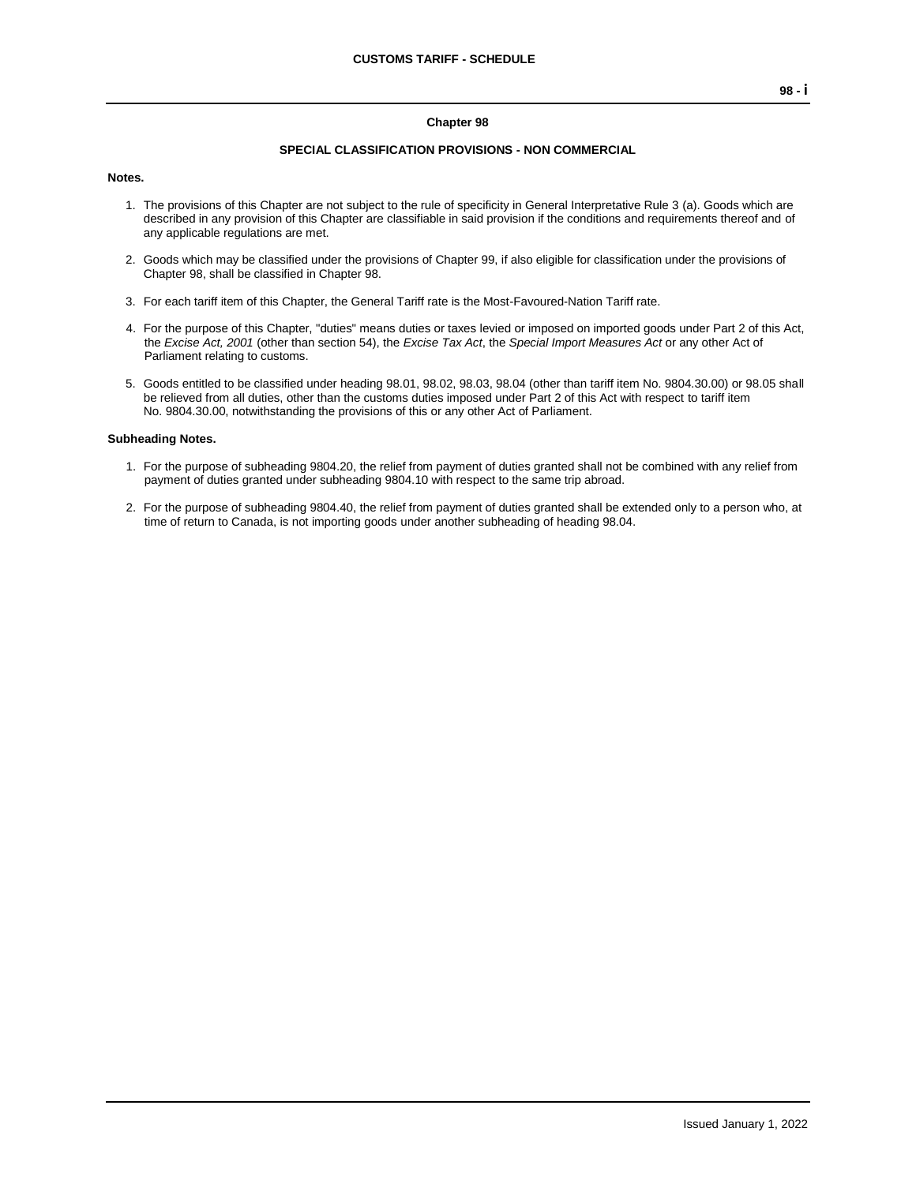## Chapter 98

### SPECIAL CLASSIFICATION PROVISIONS - NON COMMERCIAL

**Notes.**

1. The provisions of this Chapter are not subject to the rule of specificity in General Interpretative Rule 3 (a). Goods which are described in any provision of this Chapter are classifiable in said provision if the conditions and requirements thereof and of any applicable regulations are met.

2. Goods which may be classified under the provisions of Chapter 99, if also eligible for classification under the provisions of Chapter 98, shall be classified in Chapter 98.

3. For each tariff item of this Chapter, the General Tariff rate is the Most-Favoured-Nation Tariff rate.

4. For the purpose of this Chapter, "duties" means duties or taxes levied or imposed on imported goods under Part 2 of this Act, the *Excise Act, 2001* (other than section 54), the *Excise Tax Act*, the *Special Import Measures Act* or any other Act of Parliament relating to customs.

5. Goods entitled to be classified under heading 98.01, 98.02, 98.03, 98.04 (other than tariff item No. 9804.30.00) or 98.05 shall be relieved from all duties, other than the customs duties imposed under Part 2 of this Act with respect to tariff item No. 9804.30.00, notwithstanding the provisions of this or any other Act of Parliament.

**Subheading Notes.**

1. For the purpose of subheading 9804.20, the relief from payment of duties granted shall not be combined with any relief from payment of duties granted under subheading 9804.10 with respect to the same trip abroad.

2. For the purpose of subheading 9804.40, the relief from payment of duties granted shall be extended only to a person who, at time of return to Canada, is not importing goods under another subheading of heading 98.04.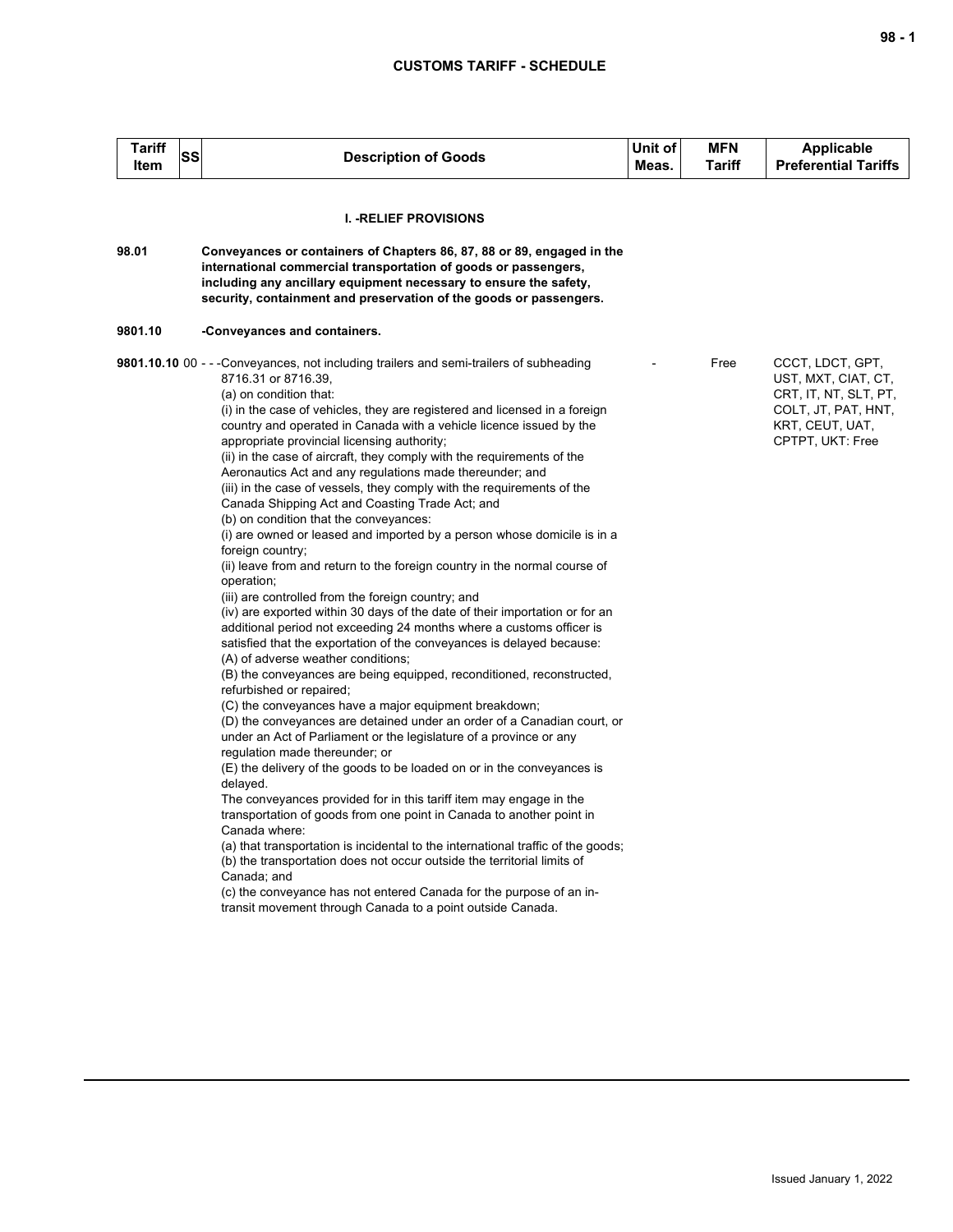| Tariff Item | SS | Description of Goods | Unit of Meas. | MFN Tariff | Applicable Preferential Tariffs |
|---|---|---|---|---|---|

**I. -RELIEF PROVISIONS**

**98.01** **Conveyances or containers of Chapters 86, 87, 88 or 89, engaged in the international commercial transportation of goods or passengers, including any ancillary equipment necessary to ensure the safety, security, containment and preservation of the goods or passengers.**

**9801.10** **-Conveyances and containers.**

| Tariff Item | SS | Description of Goods | Unit of Meas. | MFN Tariff | Applicable Preferential Tariffs |
|---|---|---|---|---|---|
| **9801.10.10** | 00 | - - -Conveyances, not including trailers and semi-trailers of subheading 8716.31 or 8716.39,<br>(a) on condition that:<br>(i) in the case of vehicles, they are registered and licensed in a foreign country and operated in Canada with a vehicle licence issued by the appropriate provincial licensing authority;<br>(ii) in the case of aircraft, they comply with the requirements of the Aeronautics Act and any regulations made thereunder; and<br>(iii) in the case of vessels, they comply with the requirements of the Canada Shipping Act and Coasting Trade Act; and<br>(b) on condition that the conveyances:<br>(i) are owned or leased and imported by a person whose domicile is in a foreign country;<br>(ii) leave from and return to the foreign country in the normal course of operation;<br>(iii) are controlled from the foreign country; and<br>(iv) are exported within 30 days of the date of their importation or for an additional period not exceeding 24 months where a customs officer is satisfied that the exportation of the conveyances is delayed because:<br>(A) of adverse weather conditions;<br>(B) the conveyances are being equipped, reconditioned, reconstructed, refurbished or repaired;<br>(C) the conveyances have a major equipment breakdown;<br>(D) the conveyances are detained under an order of a Canadian court, or under an Act of Parliament or the legislature of a province or any regulation made thereunder; or<br>(E) the delivery of the goods to be loaded on or in the conveyances is delayed.<br>The conveyances provided for in this tariff item may engage in the transportation of goods from one point in Canada to another point in Canada where:<br>(a) that transportation is incidental to the international traffic of the goods;<br>(b) the transportation does not occur outside the territorial limits of Canada; and<br>(c) the conveyance has not entered Canada for the purpose of an in-transit movement through Canada to a point outside Canada. | - | Free | CCCT, LDCT, GPT, UST, MXT, CIAT, CT, CRT, IT, NT, SLT, PT, COLT, JT, PAT, HNT, KRT, CEUT, UAT, CPTPT, UKT: Free |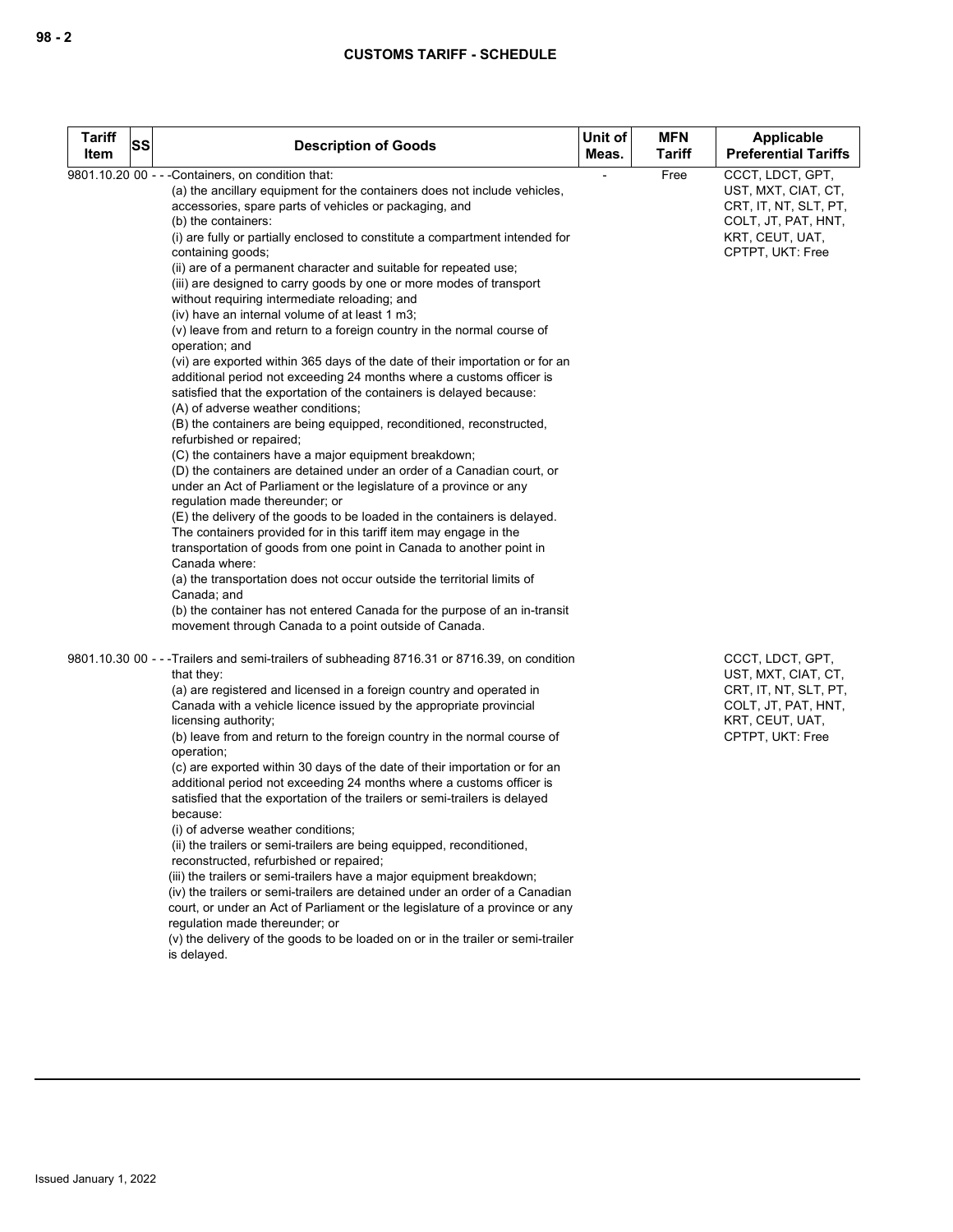# CUSTOMS TARIFF - SCHEDULE

| Tariff Item | SS | Description of Goods | Unit of Meas. | MFN Tariff | Applicable Preferential Tariffs |
|---|---|---|---|---|---|
| 9801.10.20 | 00 | - - -Containers, on condition that:<br>(a) the ancillary equipment for the containers does not include vehicles, accessories, spare parts of vehicles or packaging, and<br>(b) the containers:<br>(i) are fully or partially enclosed to constitute a compartment intended for containing goods;<br>(ii) are of a permanent character and suitable for repeated use;<br>(iii) are designed to carry goods by one or more modes of transport without requiring intermediate reloading; and<br>(iv) have an internal volume of at least 1 m3;<br>(v) leave from and return to a foreign country in the normal course of operation; and<br>(vi) are exported within 365 days of the date of their importation or for an additional period not exceeding 24 months where a customs officer is satisfied that the exportation of the containers is delayed because:<br>(A) of adverse weather conditions;<br>(B) the containers are being equipped, reconditioned, reconstructed, refurbished or repaired;<br>(C) the containers have a major equipment breakdown;<br>(D) the containers are detained under an order of a Canadian court, or under an Act of Parliament or the legislature of a province or any regulation made thereunder; or<br>(E) the delivery of the goods to be loaded in the containers is delayed.<br>The containers provided for in this tariff item may engage in the transportation of goods from one point in Canada to another point in Canada where:<br>(a) the transportation does not occur outside the territorial limits of Canada; and<br>(b) the container has not entered Canada for the purpose of an in-transit movement through Canada to a point outside of Canada. | - | Free | CCCT, LDCT, GPT, UST, MXT, CIAT, CT, CRT, IT, NT, SLT, PT, COLT, JT, PAT, HNT, KRT, CEUT, UAT, CPTPT, UKT: Free |
| 9801.10.30 | 00 | - - -Trailers and semi-trailers of subheading 8716.31 or 8716.39, on condition that they:<br>(a) are registered and licensed in a foreign country and operated in Canada with a vehicle licence issued by the appropriate provincial licensing authority;<br>(b) leave from and return to the foreign country in the normal course of operation;<br>(c) are exported within 30 days of the date of their importation or for an additional period not exceeding 24 months where a customs officer is satisfied that the exportation of the trailers or semi-trailers is delayed because:<br>(i) of adverse weather conditions;<br>(ii) the trailers or semi-trailers are being equipped, reconditioned, reconstructed, refurbished or repaired;<br>(iii) the trailers or semi-trailers have a major equipment breakdown;<br>(iv) the trailers or semi-trailers are detained under an order of a Canadian court, or under an Act of Parliament or the legislature of a province or any regulation made thereunder; or<br>(v) the delivery of the goods to be loaded on or in the trailer or semi-trailer is delayed. | | | CCCT, LDCT, GPT, UST, MXT, CIAT, CT, CRT, IT, NT, SLT, PT, COLT, JT, PAT, HNT, KRT, CEUT, UAT, CPTPT, UKT: Free |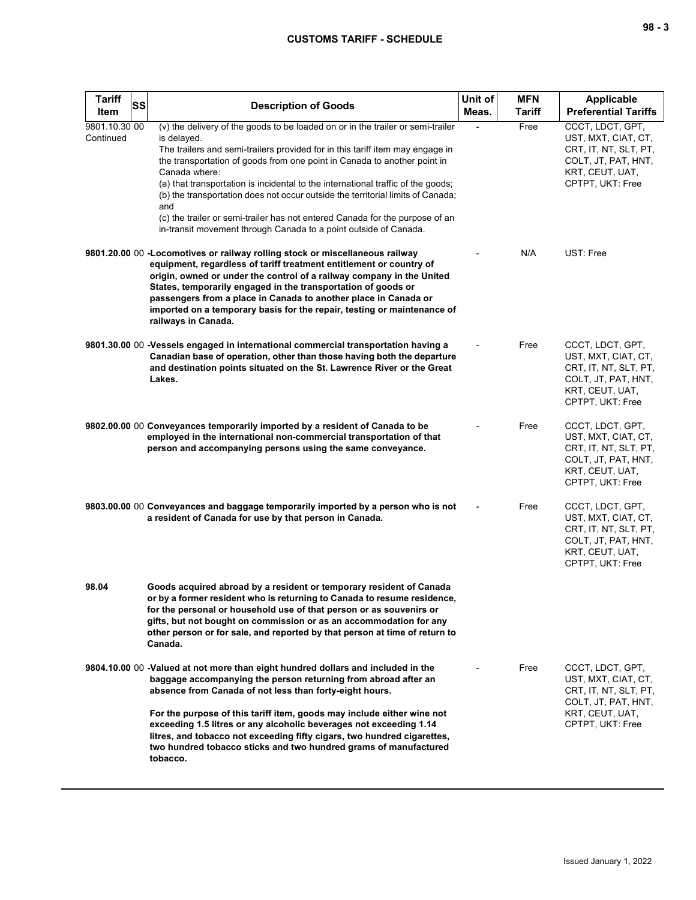| Tariff Item | SS | Description of Goods | Unit of Meas. | MFN Tariff | Applicable Preferential Tariffs |
| --- | --- | --- | --- | --- | --- |
| 9801.10.30 Continued | 00 | (v) the delivery of the goods to be loaded on or in the trailer or semi-trailer is delayed.<br>The trailers and semi-trailers provided for in this tariff item may engage in the transportation of goods from one point in Canada to another point in Canada where:<br>(a) that transportation is incidental to the international traffic of the goods;<br>(b) the transportation does not occur outside the territorial limits of Canada; and<br>(c) the trailer or semi-trailer has not entered Canada for the purpose of an in-transit movement through Canada to a point outside of Canada. | - | Free | CCCT, LDCT, GPT, UST, MXT, CIAT, CT, CRT, IT, NT, SLT, PT, COLT, JT, PAT, HNT, KRT, CEUT, UAT, CPTPT, UKT: Free |
| **9801.20.00** | 00 | **-Locomotives or railway rolling stock or miscellaneous railway equipment, regardless of tariff treatment entitlement or country of origin, owned or under the control of a railway company in the United States, temporarily engaged in the transportation of goods or passengers from a place in Canada to another place in Canada or imported on a temporary basis for the repair, testing or maintenance of railways in Canada.** | - | N/A | UST: Free |
| **9801.30.00** | 00 | **-Vessels engaged in international commercial transportation having a Canadian base of operation, other than those having both the departure and destination points situated on the St. Lawrence River or the Great Lakes.** | - | Free | CCCT, LDCT, GPT, UST, MXT, CIAT, CT, CRT, IT, NT, SLT, PT, COLT, JT, PAT, HNT, KRT, CEUT, UAT, CPTPT, UKT: Free |
| **9802.00.00** | 00 | **Conveyances temporarily imported by a resident of Canada to be employed in the international non-commercial transportation of that person and accompanying persons using the same conveyance.** | - | Free | CCCT, LDCT, GPT, UST, MXT, CIAT, CT, CRT, IT, NT, SLT, PT, COLT, JT, PAT, HNT, KRT, CEUT, UAT, CPTPT, UKT: Free |
| **9803.00.00** | 00 | **Conveyances and baggage temporarily imported by a person who is not a resident of Canada for use by that person in Canada.** | - | Free | CCCT, LDCT, GPT, UST, MXT, CIAT, CT, CRT, IT, NT, SLT, PT, COLT, JT, PAT, HNT, KRT, CEUT, UAT, CPTPT, UKT: Free |
| **98.04** | | **Goods acquired abroad by a resident or temporary resident of Canada or by a former resident who is returning to Canada to resume residence, for the personal or household use of that person or as souvenirs or gifts, but not bought on commission or as an accommodation for any other person or for sale, and reported by that person at time of return to Canada.** | | | |
| **9804.10.00** | 00 | **-Valued at not more than eight hundred dollars and included in the baggage accompanying the person returning from abroad after an absence from Canada of not less than forty-eight hours.**<br><br>**For the purpose of this tariff item, goods may include either wine not exceeding 1.5 litres or any alcoholic beverages not exceeding 1.14 litres, and tobacco not exceeding fifty cigars, two hundred cigarettes, two hundred tobacco sticks and two hundred grams of manufactured tobacco.** | - | Free | CCCT, LDCT, GPT, UST, MXT, CIAT, CT, CRT, IT, NT, SLT, PT, COLT, JT, PAT, HNT, KRT, CEUT, UAT, CPTPT, UKT: Free |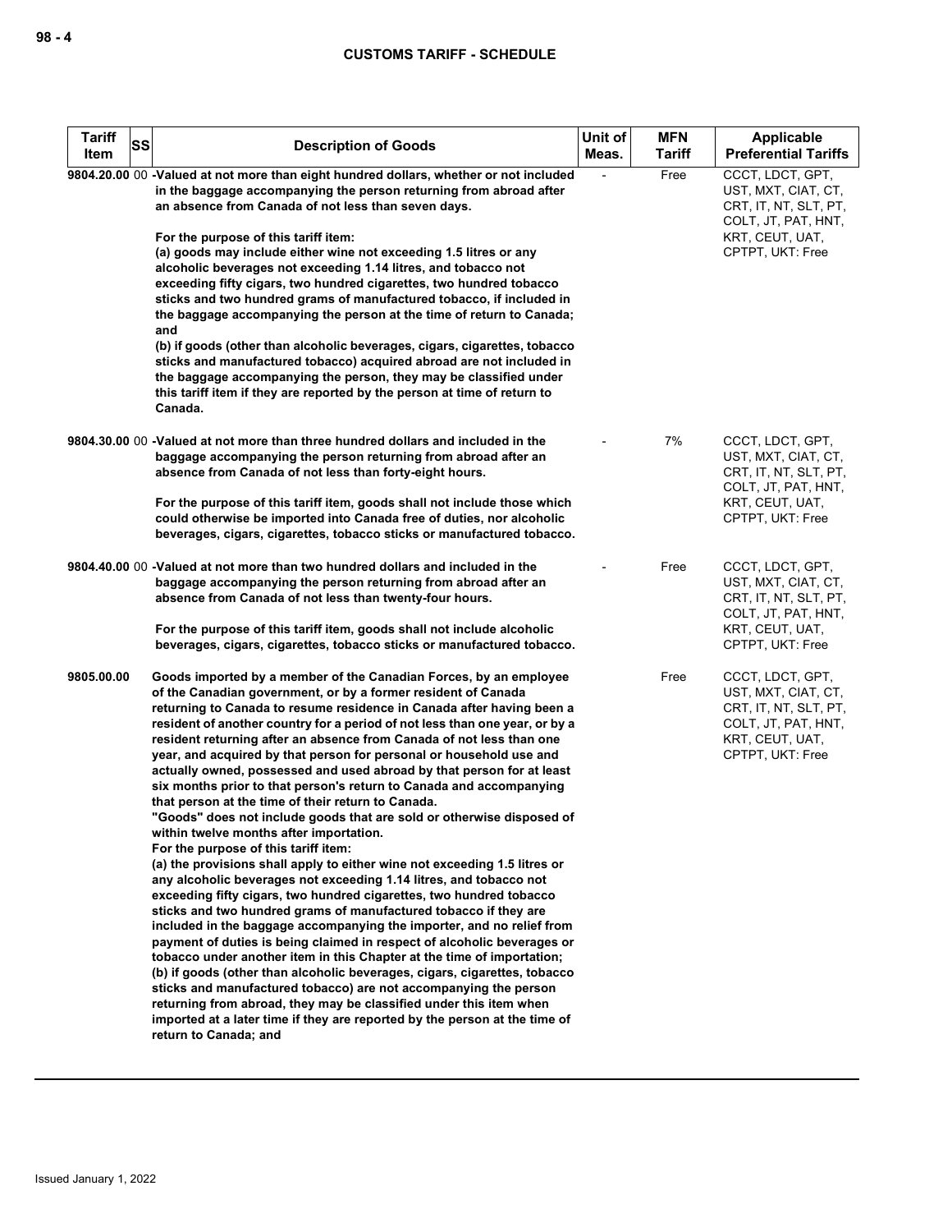| Tariff Item | SS | Description of Goods | Unit of Meas. | MFN Tariff | Applicable Preferential Tariffs |
|---|---|---|---|---|---|
| 9804.20.00 | 00 | -Valued at not more than eight hundred dollars, whether or not included in the baggage accompanying the person returning from abroad after an absence from Canada of not less than seven days.<br><br>For the purpose of this tariff item:<br>(a) goods may include either wine not exceeding 1.5 litres or any alcoholic beverages not exceeding 1.14 litres, and tobacco not exceeding fifty cigars, two hundred cigarettes, two hundred tobacco sticks and two hundred grams of manufactured tobacco, if included in the baggage accompanying the person at the time of return to Canada; and<br>(b) if goods (other than alcoholic beverages, cigars, cigarettes, tobacco sticks and manufactured tobacco) acquired abroad are not included in the baggage accompanying the person, they may be classified under this tariff item if they are reported by the person at time of return to Canada. | - | Free | CCCT, LDCT, GPT, UST, MXT, CIAT, CT, CRT, IT, NT, SLT, PT, COLT, JT, PAT, HNT, KRT, CEUT, UAT, CPTPT, UKT: Free |
| 9804.30.00 | 00 | -Valued at not more than three hundred dollars and included in the baggage accompanying the person returning from abroad after an absence from Canada of not less than forty-eight hours.<br><br>For the purpose of this tariff item, goods shall not include those which could otherwise be imported into Canada free of duties, nor alcoholic beverages, cigars, cigarettes, tobacco sticks or manufactured tobacco. | - | 7% | CCCT, LDCT, GPT, UST, MXT, CIAT, CT, CRT, IT, NT, SLT, PT, COLT, JT, PAT, HNT, KRT, CEUT, UAT, CPTPT, UKT: Free |
| 9804.40.00 | 00 | -Valued at not more than two hundred dollars and included in the baggage accompanying the person returning from abroad after an absence from Canada of not less than twenty-four hours.<br><br>For the purpose of this tariff item, goods shall not include alcoholic beverages, cigars, cigarettes, tobacco sticks or manufactured tobacco. | - | Free | CCCT, LDCT, GPT, UST, MXT, CIAT, CT, CRT, IT, NT, SLT, PT, COLT, JT, PAT, HNT, KRT, CEUT, UAT, CPTPT, UKT: Free |
| 9805.00.00 | | Goods imported by a member of the Canadian Forces, by an employee of the Canadian government, or by a former resident of Canada returning to Canada to resume residence in Canada after having been a resident of another country for a period of not less than one year, or by a resident returning after an absence from Canada of not less than one year, and acquired by that person for personal or household use and actually owned, possessed and used abroad by that person for at least six months prior to that person's return to Canada and accompanying that person at the time of their return to Canada.<br>"Goods" does not include goods that are sold or otherwise disposed of within twelve months after importation.<br>For the purpose of this tariff item:<br>(a) the provisions shall apply to either wine not exceeding 1.5 litres or any alcoholic beverages not exceeding 1.14 litres, and tobacco not exceeding fifty cigars, two hundred cigarettes, two hundred tobacco sticks and two hundred grams of manufactured tobacco if they are included in the baggage accompanying the importer, and no relief from payment of duties is being claimed in respect of alcoholic beverages or tobacco under another item in this Chapter at the time of importation;<br>(b) if goods (other than alcoholic beverages, cigars, cigarettes, tobacco sticks and manufactured tobacco) are not accompanying the person returning from abroad, they may be classified under this item when imported at a later time if they are reported by the person at the time of return to Canada; and | | Free | CCCT, LDCT, GPT, UST, MXT, CIAT, CT, CRT, IT, NT, SLT, PT, COLT, JT, PAT, HNT, KRT, CEUT, UAT, CPTPT, UKT: Free |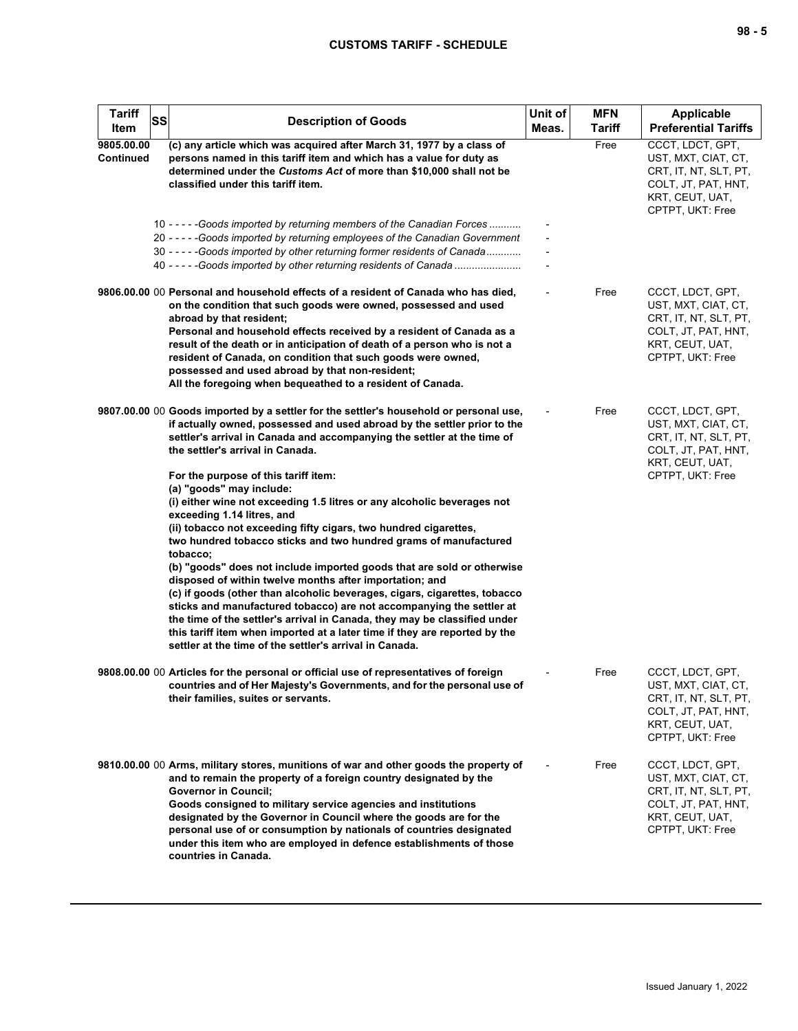| Tariff Item | SS | Description of Goods | Unit of Meas. | MFN Tariff | Applicable Preferential Tariffs |
|---|---|---|---|---|---|
| 9805.00.00 Continued | | **(c) any article which was acquired after March 31, 1977 by a class of persons named in this tariff item and which has a value for duty as determined under the *Customs Act* of more than $10,000 shall not be classified under this tariff item.** | | Free | CCCT, LDCT, GPT, UST, MXT, CIAT, CT, CRT, IT, NT, SLT, PT, COLT, JT, PAT, HNT, KRT, CEUT, UAT, CPTPT, UKT: Free |
| | 10 | - - - - -*Goods imported by returning members of the Canadian Forces* | - | | |
| | 20 | - - - - -*Goods imported by returning employees of the Canadian Government* | - | | |
| | 30 | - - - - -*Goods imported by other returning former residents of Canada* | - | | |
| | 40 | - - - - -*Goods imported by other returning residents of Canada* | - | | |
| 9806.00.00 | 00 | **Personal and household effects of a resident of Canada who has died, on the condition that such goods were owned, possessed and used abroad by that resident;**<br>**Personal and household effects received by a resident of Canada as a result of the death or in anticipation of death of a person who is not a resident of Canada, on condition that such goods were owned, possessed and used abroad by that non-resident;**<br>**All the foregoing when bequeathed to a resident of Canada.** | - | Free | CCCT, LDCT, GPT, UST, MXT, CIAT, CT, CRT, IT, NT, SLT, PT, COLT, JT, PAT, HNT, KRT, CEUT, UAT, CPTPT, UKT: Free |
| 9807.00.00 | 00 | **Goods imported by a settler for the settler's household or personal use, if actually owned, possessed and used abroad by the settler prior to the settler's arrival in Canada and accompanying the settler at the time of the settler's arrival in Canada.**<br><br>**For the purpose of this tariff item:**<br>**(a) "goods" may include:**<br>**(i) either wine not exceeding 1.5 litres or any alcoholic beverages not exceeding 1.14 litres, and**<br>**(ii) tobacco not exceeding fifty cigars, two hundred cigarettes, two hundred tobacco sticks and two hundred grams of manufactured tobacco;**<br>**(b) "goods" does not include imported goods that are sold or otherwise disposed of within twelve months after importation; and**<br>**(c) if goods (other than alcoholic beverages, cigars, cigarettes, tobacco sticks and manufactured tobacco) are not accompanying the settler at the time of the settler's arrival in Canada, they may be classified under this tariff item when imported at a later time if they are reported by the settler at the time of the settler's arrival in Canada.** | - | Free | CCCT, LDCT, GPT, UST, MXT, CIAT, CT, CRT, IT, NT, SLT, PT, COLT, JT, PAT, HNT, KRT, CEUT, UAT, CPTPT, UKT: Free |
| 9808.00.00 | 00 | **Articles for the personal or official use of representatives of foreign countries and of Her Majesty's Governments, and for the personal use of their families, suites or servants.** | - | Free | CCCT, LDCT, GPT, UST, MXT, CIAT, CT, CRT, IT, NT, SLT, PT, COLT, JT, PAT, HNT, KRT, CEUT, UAT, CPTPT, UKT: Free |
| 9810.00.00 | 00 | **Arms, military stores, munitions of war and other goods the property of and to remain the property of a foreign country designated by the Governor in Council;**<br>**Goods consigned to military service agencies and institutions designated by the Governor in Council where the goods are for the personal use of or consumption by nationals of countries designated under this item who are employed in defence establishments of those countries in Canada.** | - | Free | CCCT, LDCT, GPT, UST, MXT, CIAT, CT, CRT, IT, NT, SLT, PT, COLT, JT, PAT, HNT, KRT, CEUT, UAT, CPTPT, UKT: Free |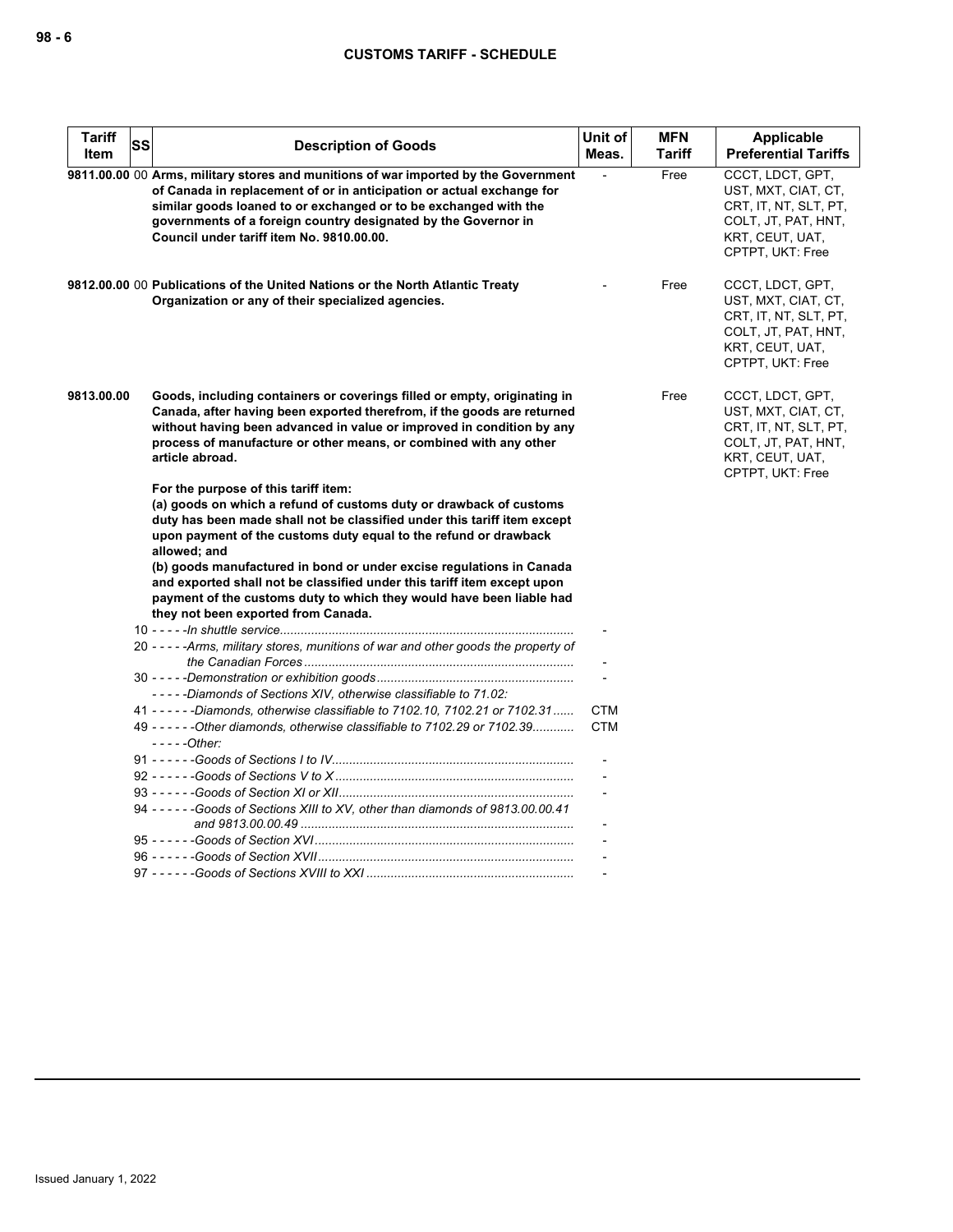| Tariff Item | SS | Description of Goods | Unit of Meas. | MFN Tariff | Applicable Preferential Tariffs |
|---|---|---|---|---|---|
| 9811.00.00 | 00 | **Arms, military stores and munitions of war imported by the Government of Canada in replacement of or in anticipation or actual exchange for similar goods loaned to or exchanged or to be exchanged with the governments of a foreign country designated by the Governor in Council under tariff item No. 9810.00.00.** | - | Free | CCCT, LDCT, GPT, UST, MXT, CIAT, CT, CRT, IT, NT, SLT, PT, COLT, JT, PAT, HNT, KRT, CEUT, UAT, CPTPT, UKT: Free |
| 9812.00.00 | 00 | **Publications of the United Nations or the North Atlantic Treaty Organization or any of their specialized agencies.** | - | Free | CCCT, LDCT, GPT, UST, MXT, CIAT, CT, CRT, IT, NT, SLT, PT, COLT, JT, PAT, HNT, KRT, CEUT, UAT, CPTPT, UKT: Free |
| 9813.00.00 | | **Goods, including containers or coverings filled or empty, originating in Canada, after having been exported therefrom, if the goods are returned without having been advanced in value or improved in condition by any process of manufacture or other means, or combined with any other article abroad.**<br><br>**For the purpose of this tariff item:**<br>**(a) goods on which a refund of customs duty or drawback of customs duty has been made shall not be classified under this tariff item except upon payment of the customs duty equal to the refund or drawback allowed; and**<br>**(b) goods manufactured in bond or under excise regulations in Canada and exported shall not be classified under this tariff item except upon payment of the customs duty to which they would have been liable had they not been exported from Canada.** | | Free | CCCT, LDCT, GPT, UST, MXT, CIAT, CT, CRT, IT, NT, SLT, PT, COLT, JT, PAT, HNT, KRT, CEUT, UAT, CPTPT, UKT: Free |
| | 10 | - - - - -*In shuttle service* | - | | |
| | 20 | - - - - -*Arms, military stores, munitions of war and other goods the property of the Canadian Forces* | - | | |
| | 30 | - - - - -*Demonstration or exhibition goods* | - | | |
| | | - - - - -*Diamonds of Sections XIV, otherwise classifiable to 71.02:* | | | |
| | 41 | - - - - - -*Diamonds, otherwise classifiable to 7102.10, 7102.21 or 7102.31* | CTM | | |
| | 49 | - - - - - -*Other diamonds, otherwise classifiable to 7102.29 or 7102.39* | CTM | | |
| | | - - - - -*Other:* | | | |
| | 91 | - - - - - -*Goods of Sections I to IV* | - | | |
| | 92 | - - - - - -*Goods of Sections V to X* | - | | |
| | 93 | - - - - - -*Goods of Section XI or XII* | - | | |
| | 94 | - - - - - -*Goods of Sections XIII to XV, other than diamonds of 9813.00.00.41 and 9813.00.00.49* | - | | |
| | 95 | - - - - - -*Goods of Section XVI* | - | | |
| | 96 | - - - - - -*Goods of Section XVII* | - | | |
| | 97 | - - - - - -*Goods of Sections XVIII to XXI* | - | | |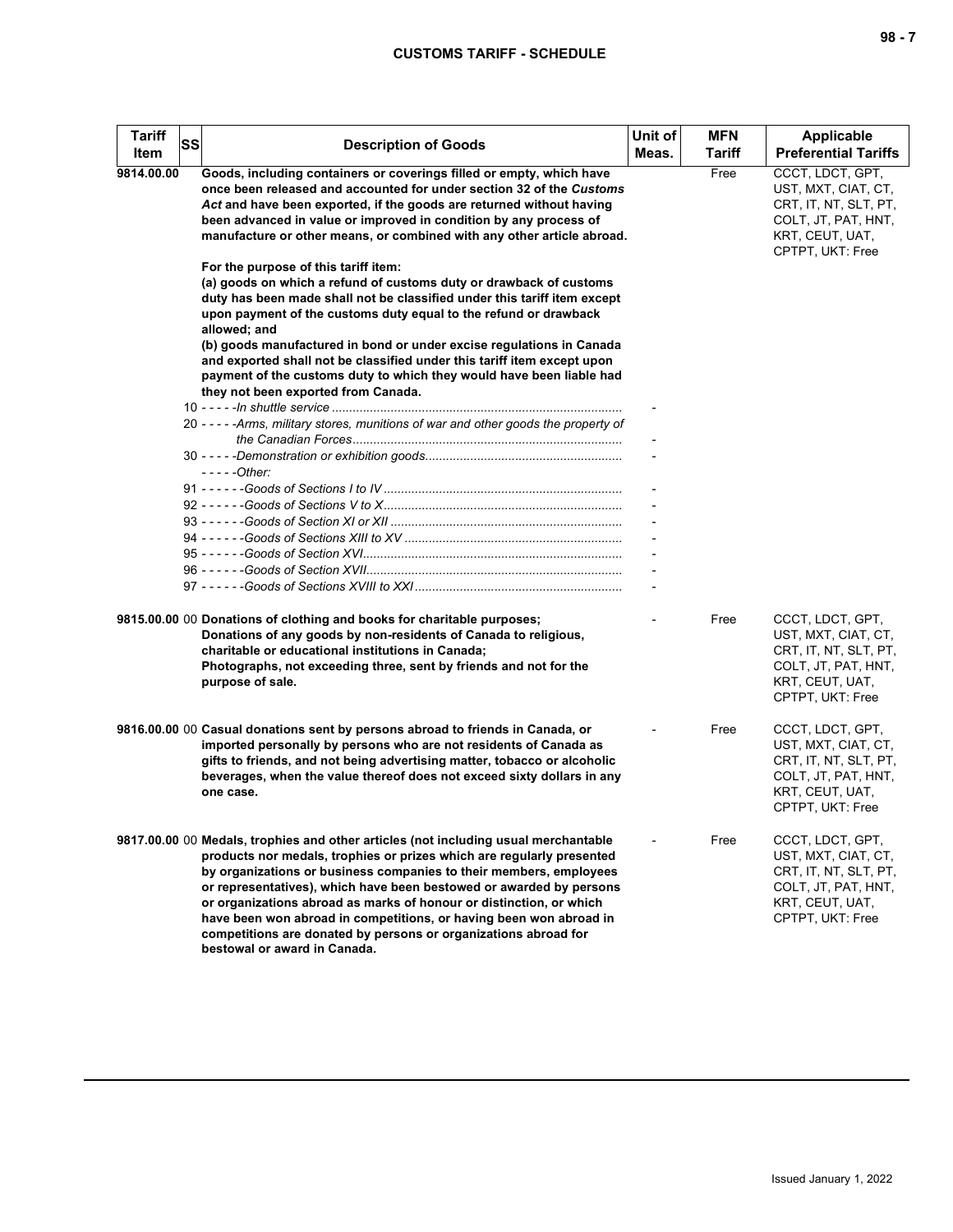| Tariff Item | SS | Description of Goods | Unit of Meas. | MFN Tariff | Applicable Preferential Tariffs |
|---|---|---|---|---|---|
| 9814.00.00 | | **Goods, including containers or coverings filled or empty, which have once been released and accounted for under section 32 of the *Customs Act* and have been exported, if the goods are returned without having been advanced in value or improved in condition by any process of manufacture or other means, or combined with any other article abroad.** | | Free | CCCT, LDCT, GPT, UST, MXT, CIAT, CT, CRT, IT, NT, SLT, PT, COLT, JT, PAT, HNT, KRT, CEUT, UAT, CPTPT, UKT: Free |
| | | **For the purpose of this tariff item:** | | | |
| | | **(a) goods on which a refund of customs duty or drawback of customs duty has been made shall not be classified under this tariff item except upon payment of the customs duty equal to the refund or drawback allowed; and** | | | |
| | | **(b) goods manufactured in bond or under excise regulations in Canada and exported shall not be classified under this tariff item except upon payment of the customs duty to which they would have been liable had they not been exported from Canada.** | | | |
| | 10 | - - - - -*In shuttle service* | - | | |
| | 20 | - - - - -*Arms, military stores, munitions of war and other goods the property of the Canadian Forces* | - | | |
| | 30 | - - - - -*Demonstration or exhibition goods* | - | | |
| | | - - - - -*Other:* | | | |
| | 91 | - - - - - -*Goods of Sections I to IV* | - | | |
| | 92 | - - - - - -*Goods of Sections V to X* | - | | |
| | 93 | - - - - - -*Goods of Section XI or XII* | - | | |
| | 94 | - - - - - -*Goods of Sections XIII to XV* | - | | |
| | 95 | - - - - - -*Goods of Section XVI* | - | | |
| | 96 | - - - - - -*Goods of Section XVII* | - | | |
| | 97 | - - - - - -*Goods of Sections XVIII to XXI* | - | | |
| 9815.00.00 | 00 | **Donations of clothing and books for charitable purposes; Donations of any goods by non-residents of Canada to religious, charitable or educational institutions in Canada; Photographs, not exceeding three, sent by friends and not for the purpose of sale.** | - | Free | CCCT, LDCT, GPT, UST, MXT, CIAT, CT, CRT, IT, NT, SLT, PT, COLT, JT, PAT, HNT, KRT, CEUT, UAT, CPTPT, UKT: Free |
| 9816.00.00 | 00 | **Casual donations sent by persons abroad to friends in Canada, or imported personally by persons who are not residents of Canada as gifts to friends, and not being advertising matter, tobacco or alcoholic beverages, when the value thereof does not exceed sixty dollars in any one case.** | - | Free | CCCT, LDCT, GPT, UST, MXT, CIAT, CT, CRT, IT, NT, SLT, PT, COLT, JT, PAT, HNT, KRT, CEUT, UAT, CPTPT, UKT: Free |
| 9817.00.00 | 00 | **Medals, trophies and other articles (not including usual merchantable products nor medals, trophies or prizes which are regularly presented by organizations or business companies to their members, employees or representatives), which have been bestowed or awarded by persons or organizations abroad as marks of honour or distinction, or which have been won abroad in competitions, or having been won abroad in competitions are donated by persons or organizations abroad for bestowal or award in Canada.** | - | Free | CCCT, LDCT, GPT, UST, MXT, CIAT, CT, CRT, IT, NT, SLT, PT, COLT, JT, PAT, HNT, KRT, CEUT, UAT, CPTPT, UKT: Free |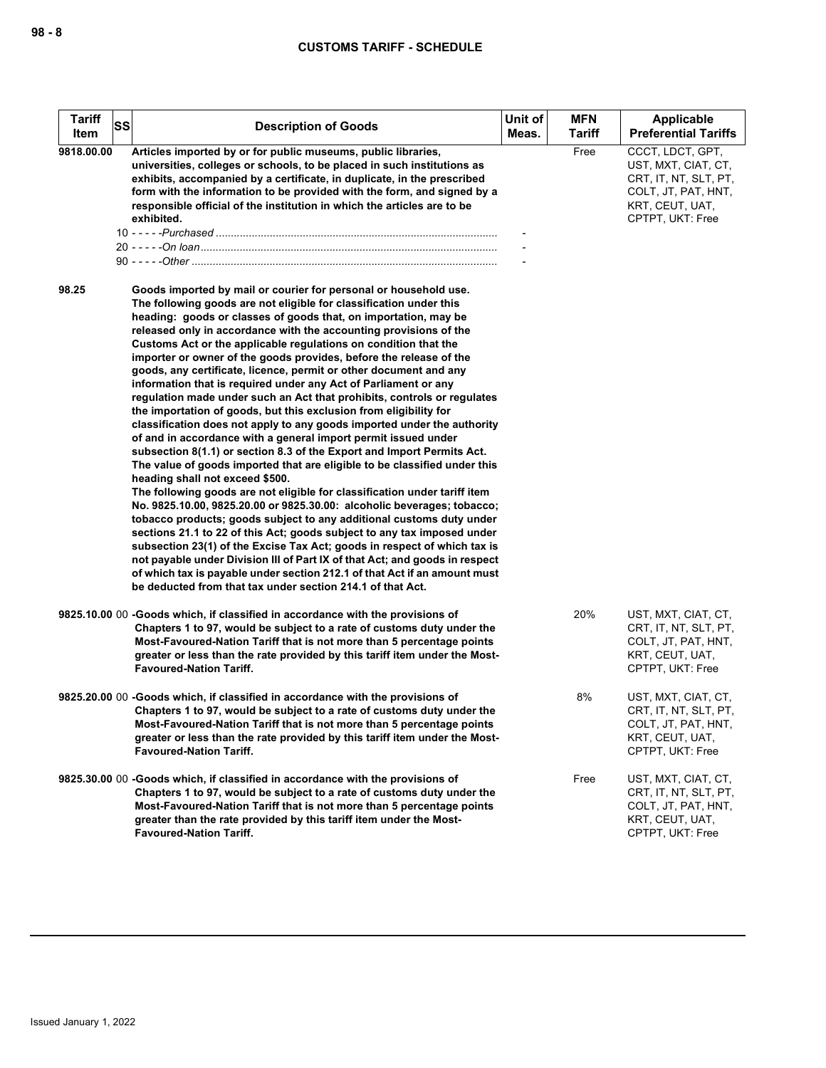| Tariff Item | SS | Description of Goods | Unit of Meas. | MFN Tariff | Applicable Preferential Tariffs |
|---|---|---|---|---|---|
| 9818.00.00 | | **Articles imported by or for public museums, public libraries, universities, colleges or schools, to be placed in such institutions as exhibits, accompanied by a certificate, in duplicate, in the prescribed form with the information to be provided with the form, and signed by a responsible official of the institution in which the articles are to be exhibited.** | | Free | CCCT, LDCT, GPT, UST, MXT, CIAT, CT, CRT, IT, NT, SLT, PT, COLT, JT, PAT, HNT, KRT, CEUT, UAT, CPTPT, UKT: Free |
| | | 10 - - - - -*Purchased* | - | | |
| | | 20 - - - - -*On loan* | - | | |
| | | 90 - - - - -*Other* | - | | |
| 98.25 | | **Goods imported by mail or courier for personal or household use. The following goods are not eligible for classification under this heading: goods or classes of goods that, on importation, may be released only in accordance with the accounting provisions of the Customs Act or the applicable regulations on condition that the importer or owner of the goods provides, before the release of the goods, any certificate, licence, permit or other document and any information that is required under any Act of Parliament or any regulation made under such an Act that prohibits, controls or regulates the importation of goods, but this exclusion from eligibility for classification does not apply to any goods imported under the authority of and in accordance with a general import permit issued under subsection 8(1.1) or section 8.3 of the Export and Import Permits Act. The value of goods imported that are eligible to be classified under this heading shall not exceed $500. The following goods are not eligible for classification under tariff item No. 9825.10.00, 9825.20.00 or 9825.30.00: alcoholic beverages; tobacco; tobacco products; goods subject to any additional customs duty under sections 21.1 to 22 of this Act; goods subject to any tax imposed under subsection 23(1) of the Excise Tax Act; goods in respect of which tax is not payable under Division III of Part IX of that Act; and goods in respect of which tax is payable under section 212.1 of that Act if an amount must be deducted from that tax under section 214.1 of that Act.** | | | |
| 9825.10.00 | 00 | **-Goods which, if classified in accordance with the provisions of Chapters 1 to 97, would be subject to a rate of customs duty under the Most-Favoured-Nation Tariff that is not more than 5 percentage points greater or less than the rate provided by this tariff item under the Most-Favoured-Nation Tariff.** | | 20% | UST, MXT, CIAT, CT, CRT, IT, NT, SLT, PT, COLT, JT, PAT, HNT, KRT, CEUT, UAT, CPTPT, UKT: Free |
| 9825.20.00 | 00 | **-Goods which, if classified in accordance with the provisions of Chapters 1 to 97, would be subject to a rate of customs duty under the Most-Favoured-Nation Tariff that is not more than 5 percentage points greater or less than the rate provided by this tariff item under the Most-Favoured-Nation Tariff.** | | 8% | UST, MXT, CIAT, CT, CRT, IT, NT, SLT, PT, COLT, JT, PAT, HNT, KRT, CEUT, UAT, CPTPT, UKT: Free |
| 9825.30.00 | 00 | **-Goods which, if classified in accordance with the provisions of Chapters 1 to 97, would be subject to a rate of customs duty under the Most-Favoured-Nation Tariff that is not more than 5 percentage points greater than the rate provided by this tariff item under the Most-Favoured-Nation Tariff.** | | Free | UST, MXT, CIAT, CT, CRT, IT, NT, SLT, PT, COLT, JT, PAT, HNT, KRT, CEUT, UAT, CPTPT, UKT: Free |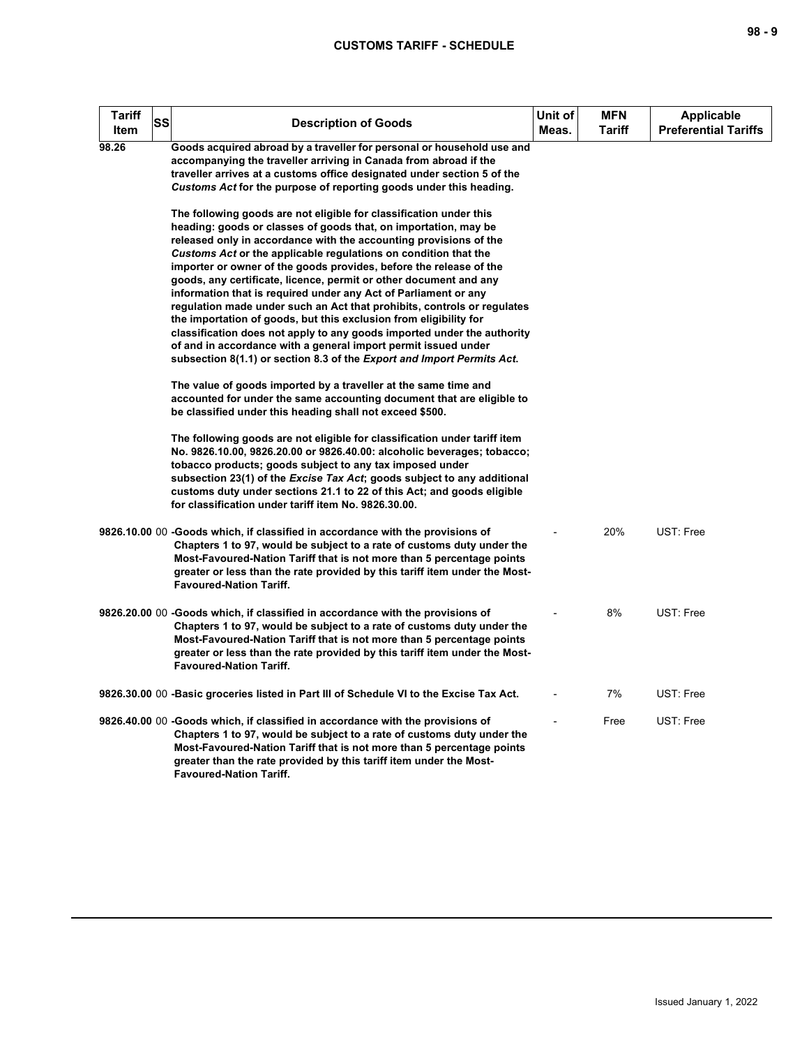| Tariff Item | SS | Description of Goods | Unit of Meas. | MFN Tariff | Applicable Preferential Tariffs |
|---|---|---|---|---|---|
| 98.26 | | **Goods acquired abroad by a traveller for personal or household use and accompanying the traveller arriving in Canada from abroad if the traveller arrives at a customs office designated under section 5 of the *Customs Act* for the purpose of reporting goods under this heading.**<br><br>**The following goods are not eligible for classification under this heading: goods or classes of goods that, on importation, may be released only in accordance with the accounting provisions of the *Customs Act* or the applicable regulations on condition that the importer or owner of the goods provides, before the release of the goods, any certificate, licence, permit or other document and any information that is required under any Act of Parliament or any regulation made under such an Act that prohibits, controls or regulates the importation of goods, but this exclusion from eligibility for classification does not apply to any goods imported under the authority of and in accordance with a general import permit issued under subsection 8(1.1) or section 8.3 of the *Export and Import Permits Act*.**<br><br>**The value of goods imported by a traveller at the same time and accounted for under the same accounting document that are eligible to be classified under this heading shall not exceed $500.**<br><br>**The following goods are not eligible for classification under tariff item No. 9826.10.00, 9826.20.00 or 9826.40.00: alcoholic beverages; tobacco; tobacco products; goods subject to any tax imposed under subsection 23(1) of the *Excise Tax Act*; goods subject to any additional customs duty under sections 21.1 to 22 of this Act; and goods eligible for classification under tariff item No. 9826.30.00.** | | | |
| 9826.10.00 | 00 | **-Goods which, if classified in accordance with the provisions of Chapters 1 to 97, would be subject to a rate of customs duty under the Most-Favoured-Nation Tariff that is not more than 5 percentage points greater or less than the rate provided by this tariff item under the Most-Favoured-Nation Tariff.** | - | 20% | UST: Free |
| 9826.20.00 | 00 | **-Goods which, if classified in accordance with the provisions of Chapters 1 to 97, would be subject to a rate of customs duty under the Most-Favoured-Nation Tariff that is not more than 5 percentage points greater or less than the rate provided by this tariff item under the Most-Favoured-Nation Tariff.** | - | 8% | UST: Free |
| 9826.30.00 | 00 | **-Basic groceries listed in Part III of Schedule VI to the Excise Tax Act.** | - | 7% | UST: Free |
| 9826.40.00 | 00 | **-Goods which, if classified in accordance with the provisions of Chapters 1 to 97, would be subject to a rate of customs duty under the Most-Favoured-Nation Tariff that is not more than 5 percentage points greater than the rate provided by this tariff item under the Most-Favoured-Nation Tariff.** | - | Free | UST: Free |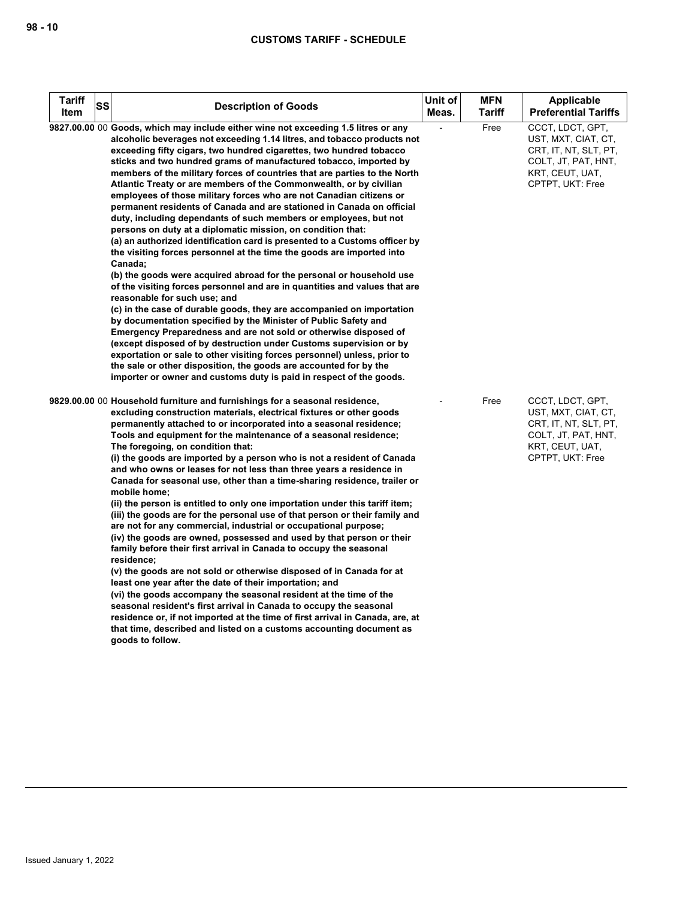| Tariff Item | SS | Description of Goods | Unit of Meas. | MFN Tariff | Applicable Preferential Tariffs |
|---|---|---|---|---|---|
| 9827.00.00 | 00 | **Goods, which may include either wine not exceeding 1.5 litres or any alcoholic beverages not exceeding 1.14 litres, and tobacco products not exceeding fifty cigars, two hundred cigarettes, two hundred tobacco sticks and two hundred grams of manufactured tobacco, imported by members of the military forces of countries that are parties to the North Atlantic Treaty or are members of the Commonwealth, or by civilian employees of those military forces who are not Canadian citizens or permanent residents of Canada and are stationed in Canada on official duty, including dependants of such members or employees, but not persons on duty at a diplomatic mission, on condition that:**<br>**(a) an authorized identification card is presented to a Customs officer by the visiting forces personnel at the time the goods are imported into Canada;**<br>**(b) the goods were acquired abroad for the personal or household use of the visiting forces personnel and are in quantities and values that are reasonable for such use; and**<br>**(c) in the case of durable goods, they are accompanied on importation by documentation specified by the Minister of Public Safety and Emergency Preparedness and are not sold or otherwise disposed of (except disposed of by destruction under Customs supervision or by exportation or sale to other visiting forces personnel) unless, prior to the sale or other disposition, the goods are accounted for by the importer or owner and customs duty is paid in respect of the goods.** | - | Free | CCCT, LDCT, GPT, UST, MXT, CIAT, CT, CRT, IT, NT, SLT, PT, COLT, JT, PAT, HNT, KRT, CEUT, UAT, CPTPT, UKT: Free |
| 9829.00.00 | 00 | **Household furniture and furnishings for a seasonal residence, excluding construction materials, electrical fixtures or other goods permanently attached to or incorporated into a seasonal residence;**<br>**Tools and equipment for the maintenance of a seasonal residence;**<br>**The foregoing, on condition that:**<br>**(i) the goods are imported by a person who is not a resident of Canada and who owns or leases for not less than three years a residence in Canada for seasonal use, other than a time-sharing residence, trailer or mobile home;**<br>**(ii) the person is entitled to only one importation under this tariff item;**<br>**(iii) the goods are for the personal use of that person or their family and are not for any commercial, industrial or occupational purpose;**<br>**(iv) the goods are owned, possessed and used by that person or their family before their first arrival in Canada to occupy the seasonal residence;**<br>**(v) the goods are not sold or otherwise disposed of in Canada for at least one year after the date of their importation; and**<br>**(vi) the goods accompany the seasonal resident at the time of the seasonal resident's first arrival in Canada to occupy the seasonal residence or, if not imported at the time of first arrival in Canada, are, at that time, described and listed on a customs accounting document as goods to follow.** | - | Free | CCCT, LDCT, GPT, UST, MXT, CIAT, CT, CRT, IT, NT, SLT, PT, COLT, JT, PAT, HNT, KRT, CEUT, UAT, CPTPT, UKT: Free |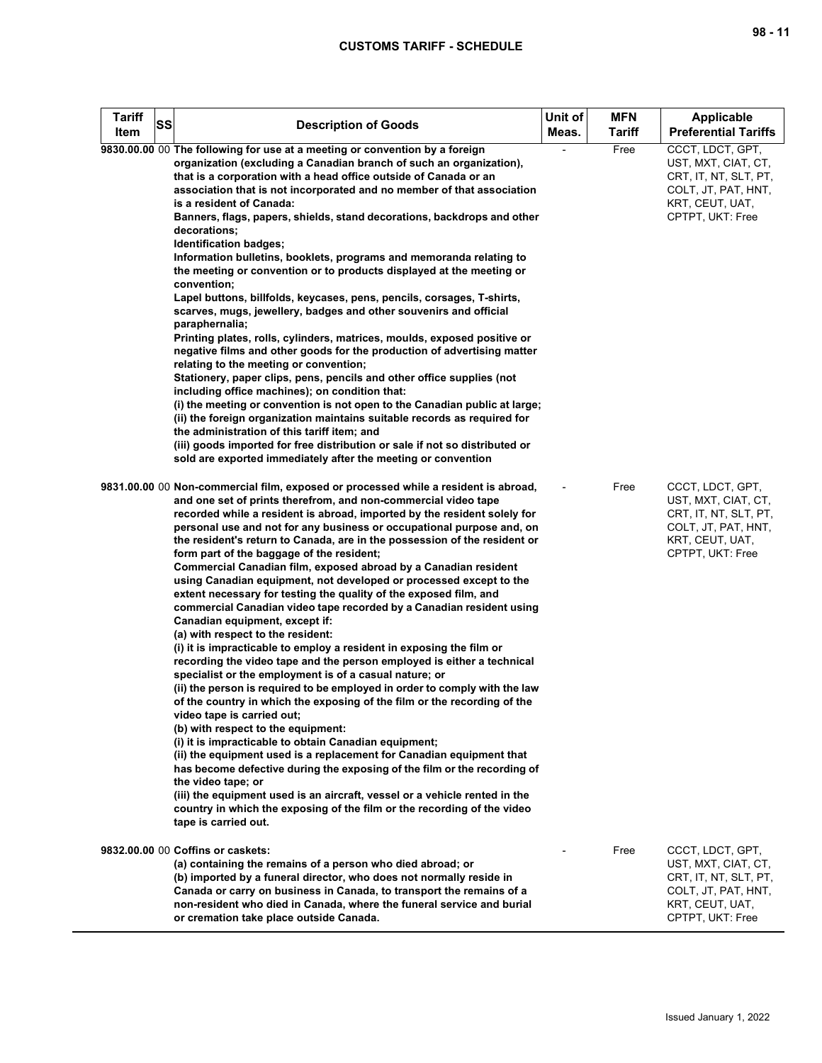| Tariff Item | SS | Description of Goods | Unit of Meas. | MFN Tariff | Applicable Preferential Tariffs |
|---|---|---|---|---|---|
| 9830.00.00 | 00 | The following for use at a meeting or convention by a foreign organization (excluding a Canadian branch of such an organization), that is a corporation with a head office outside of Canada or an association that is not incorporated and no member of that association is a resident of Canada:<br>Banners, flags, papers, shields, stand decorations, backdrops and other decorations;<br>Identification badges;<br>Information bulletins, booklets, programs and memoranda relating to the meeting or convention or to products displayed at the meeting or convention;<br>Lapel buttons, billfolds, keycases, pens, pencils, corsages, T-shirts, scarves, mugs, jewellery, badges and other souvenirs and official paraphernalia;<br>Printing plates, rolls, cylinders, matrices, moulds, exposed positive or negative films and other goods for the production of advertising matter relating to the meeting or convention;<br>Stationery, paper clips, pens, pencils and other office supplies (not including office machines); on condition that:<br>(i) the meeting or convention is not open to the Canadian public at large;<br>(ii) the foreign organization maintains suitable records as required for the administration of this tariff item; and<br>(iii) goods imported for free distribution or sale if not so distributed or sold are exported immediately after the meeting or convention | - | Free | CCCT, LDCT, GPT, UST, MXT, CIAT, CT, CRT, IT, NT, SLT, PT, COLT, JT, PAT, HNT, KRT, CEUT, UAT, CPTPT, UKT: Free |
| 9831.00.00 | 00 | Non-commercial film, exposed or processed while a resident is abroad, and one set of prints therefrom, and non-commercial video tape recorded while a resident is abroad, imported by the resident solely for personal use and not for any business or occupational purpose and, on the resident's return to Canada, are in the possession of the resident or form part of the baggage of the resident;<br>Commercial Canadian film, exposed abroad by a Canadian resident using Canadian equipment, not developed or processed except to the extent necessary for testing the quality of the exposed film, and commercial Canadian video tape recorded by a Canadian resident using Canadian equipment, except if:<br>(a) with respect to the resident:<br>(i) it is impracticable to employ a resident in exposing the film or recording the video tape and the person employed is either a technical specialist or the employment is of a casual nature; or<br>(ii) the person is required to be employed in order to comply with the law of the country in which the exposing of the film or the recording of the video tape is carried out;<br>(b) with respect to the equipment:<br>(i) it is impracticable to obtain Canadian equipment;<br>(ii) the equipment used is a replacement for Canadian equipment that has become defective during the exposing of the film or the recording of the video tape; or<br>(iii) the equipment used is an aircraft, vessel or a vehicle rented in the country in which the exposing of the film or the recording of the video tape is carried out. | - | Free | CCCT, LDCT, GPT, UST, MXT, CIAT, CT, CRT, IT, NT, SLT, PT, COLT, JT, PAT, HNT, KRT, CEUT, UAT, CPTPT, UKT: Free |
| 9832.00.00 | 00 | Coffins or caskets:<br>(a) containing the remains of a person who died abroad; or<br>(b) imported by a funeral director, who does not normally reside in Canada or carry on business in Canada, to transport the remains of a non-resident who died in Canada, where the funeral service and burial or cremation take place outside Canada. | - | Free | CCCT, LDCT, GPT, UST, MXT, CIAT, CT, CRT, IT, NT, SLT, PT, COLT, JT, PAT, HNT, KRT, CEUT, UAT, CPTPT, UKT: Free |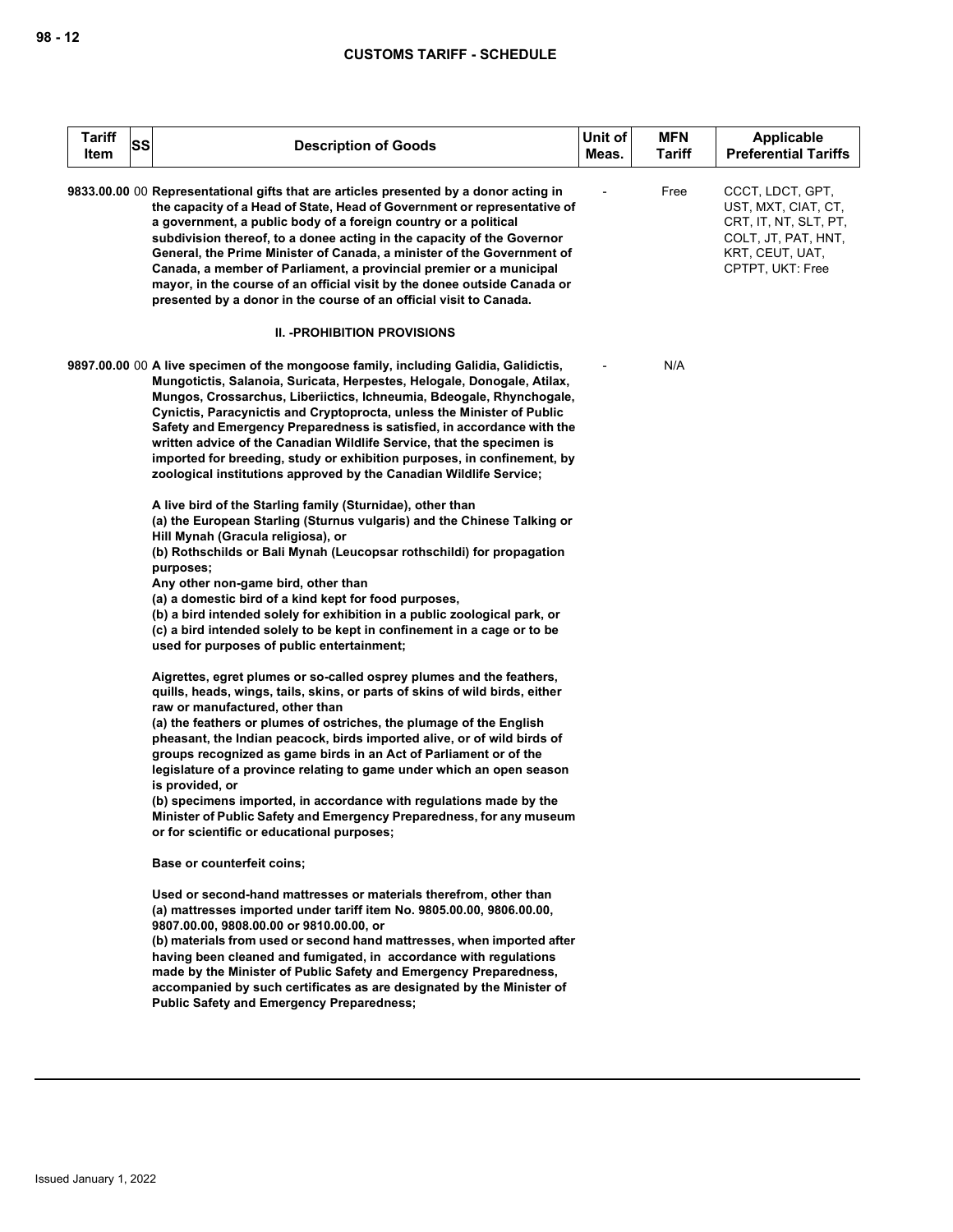| Tariff Item | SS | Description of Goods | Unit of Meas. | MFN Tariff | Applicable Preferential Tariffs |
|---|---|---|---|---|---|
| 9833.00.00 | 00 | **Representational gifts that are articles presented by a donor acting in the capacity of a Head of State, Head of Government or representative of a government, a public body of a foreign country or a political subdivision thereof, to a donee acting in the capacity of the Governor General, the Prime Minister of Canada, a minister of the Government of Canada, a member of Parliament, a provincial premier or a municipal mayor, in the course of an official visit by the donee outside Canada or presented by a donor in the course of an official visit to Canada.** | - | Free | CCCT, LDCT, GPT, UST, MXT, CIAT, CT, CRT, IT, NT, SLT, PT, COLT, JT, PAT, HNT, KRT, CEUT, UAT, CPTPT, UKT: Free |
| | | **II. -PROHIBITION PROVISIONS** | | | |
| 9897.00.00 | 00 | **A live specimen of the mongoose family, including Galidia, Galidictis, Mungotictis, Salanoia, Suricata, Herpestes, Helogale, Donogale, Atilax, Mungos, Crossarchus, Liberiictics, Ichneumia, Bdeogale, Rhynchogale, Cynictis, Paracynictis and Cryptoprocta, unless the Minister of Public Safety and Emergency Preparedness is satisfied, in accordance with the written advice of the Canadian Wildlife Service, that the specimen is imported for breeding, study or exhibition purposes, in confinement, by zoological institutions approved by the Canadian Wildlife Service;**<br><br>**A live bird of the Starling family (Sturnidae), other than**<br>**(a) the European Starling (Sturnus vulgaris) and the Chinese Talking or Hill Mynah (Gracula religiosa), or**<br>**(b) Rothschilds or Bali Mynah (Leucopsar rothschildi) for propagation purposes;**<br>**Any other non-game bird, other than**<br>**(a) a domestic bird of a kind kept for food purposes,**<br>**(b) a bird intended solely for exhibition in a public zoological park, or**<br>**(c) a bird intended solely to be kept in confinement in a cage or to be used for purposes of public entertainment;**<br><br>**Aigrettes, egret plumes or so-called osprey plumes and the feathers, quills, heads, wings, tails, skins, or parts of skins of wild birds, either raw or manufactured, other than**<br>**(a) the feathers or plumes of ostriches, the plumage of the English pheasant, the Indian peacock, birds imported alive, or of wild birds of groups recognized as game birds in an Act of Parliament or of the legislature of a province relating to game under which an open season is provided, or**<br>**(b) specimens imported, in accordance with regulations made by the Minister of Public Safety and Emergency Preparedness, for any museum or for scientific or educational purposes;**<br><br>**Base or counterfeit coins;**<br><br>**Used or second-hand mattresses or materials therefrom, other than**<br>**(a) mattresses imported under tariff item No. 9805.00.00, 9806.00.00, 9807.00.00, 9808.00.00 or 9810.00.00, or**<br>**(b) materials from used or second hand mattresses, when imported after having been cleaned and fumigated, in accordance with regulations made by the Minister of Public Safety and Emergency Preparedness, accompanied by such certificates as are designated by the Minister of Public Safety and Emergency Preparedness;** | - | N/A | |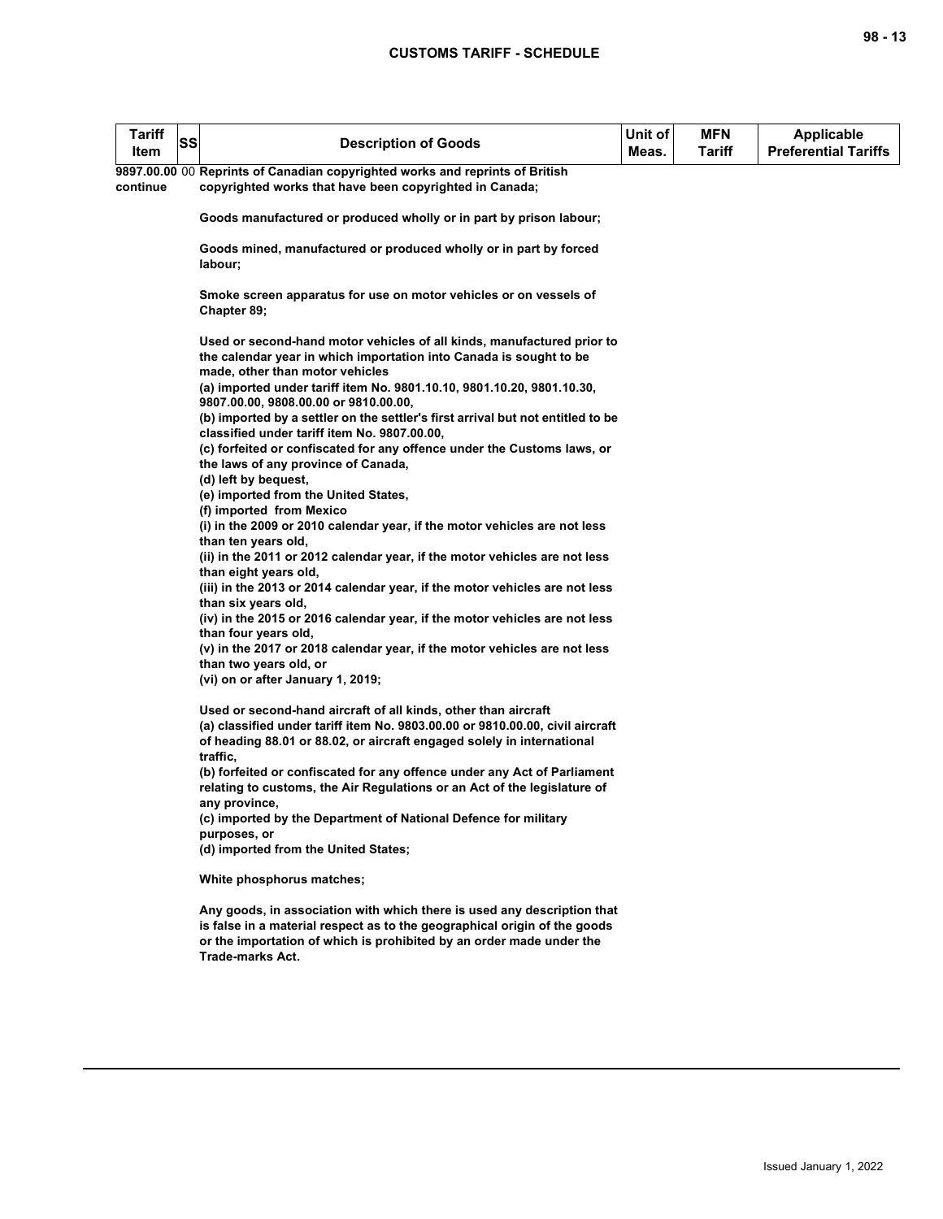| Tariff Item | SS | Description of Goods | Unit of Meas. | MFN Tariff | Applicable Preferential Tariffs |
|---|---|---|---|---|---|
| 9897.00.00 continue | 00 | **Reprints of Canadian copyrighted works and reprints of British copyrighted works that have been copyrighted in Canada;**<br><br>**Goods manufactured or produced wholly or in part by prison labour;**<br><br>**Goods mined, manufactured or produced wholly or in part by forced labour;**<br><br>**Smoke screen apparatus for use on motor vehicles or on vessels of Chapter 89;**<br><br>**Used or second-hand motor vehicles of all kinds, manufactured prior to the calendar year in which importation into Canada is sought to be made, other than motor vehicles**<br>**(a) imported under tariff item No. 9801.10.10, 9801.10.20, 9801.10.30, 9807.00.00, 9808.00.00 or 9810.00.00,**<br>**(b) imported by a settler on the settler's first arrival but not entitled to be classified under tariff item No. 9807.00.00,**<br>**(c) forfeited or confiscated for any offence under the Customs laws, or the laws of any province of Canada,**<br>**(d) left by bequest,**<br>**(e) imported from the United States,**<br>**(f) imported from Mexico**<br>**(i) in the 2009 or 2010 calendar year, if the motor vehicles are not less than ten years old,**<br>**(ii) in the 2011 or 2012 calendar year, if the motor vehicles are not less than eight years old,**<br>**(iii) in the 2013 or 2014 calendar year, if the motor vehicles are not less than six years old,**<br>**(iv) in the 2015 or 2016 calendar year, if the motor vehicles are not less than four years old,**<br>**(v) in the 2017 or 2018 calendar year, if the motor vehicles are not less than two years old, or**<br>**(vi) on or after January 1, 2019;**<br><br>**Used or second-hand aircraft of all kinds, other than aircraft**<br>**(a) classified under tariff item No. 9803.00.00 or 9810.00.00, civil aircraft of heading 88.01 or 88.02, or aircraft engaged solely in international traffic,**<br>**(b) forfeited or confiscated for any offence under any Act of Parliament relating to customs, the Air Regulations or an Act of the legislature of any province,**<br>**(c) imported by the Department of National Defence for military purposes, or**<br>**(d) imported from the United States;**<br><br>**White phosphorus matches;**<br><br>**Any goods, in association with which there is used any description that is false in a material respect as to the geographical origin of the goods or the importation of which is prohibited by an order made under the Trade-marks Act.** | | | |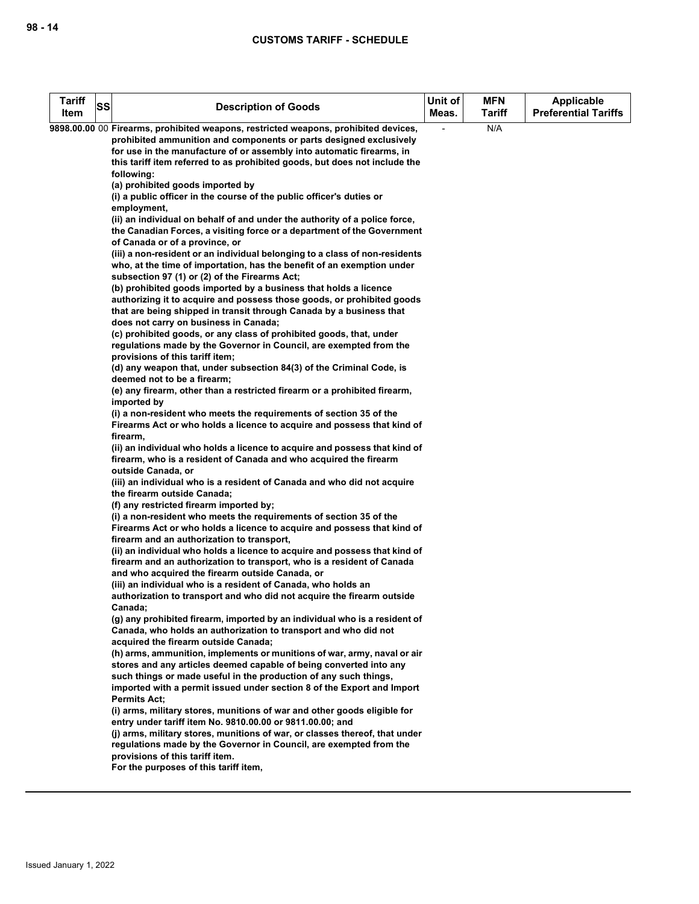| Tariff Item | SS | Description of Goods | Unit of Meas. | MFN Tariff | Applicable Preferential Tariffs |
|---|---|---|---|---|---|
| 9898.00.00 | 00 | **Firearms, prohibited weapons, restricted weapons, prohibited devices, prohibited ammunition and components or parts designed exclusively for use in the manufacture of or assembly into automatic firearms, in this tariff item referred to as prohibited goods, but does not include the following:**<br>**(a) prohibited goods imported by**<br>**(i) a public officer in the course of the public officer's duties or employment,**<br>**(ii) an individual on behalf of and under the authority of a police force, the Canadian Forces, a visiting force or a department of the Government of Canada or of a province, or**<br>**(iii) a non-resident or an individual belonging to a class of non-residents who, at the time of importation, has the benefit of an exemption under subsection 97 (1) or (2) of the Firearms Act;**<br>**(b) prohibited goods imported by a business that holds a licence authorizing it to acquire and possess those goods, or prohibited goods that are being shipped in transit through Canada by a business that does not carry on business in Canada;**<br>**(c) prohibited goods, or any class of prohibited goods, that, under regulations made by the Governor in Council, are exempted from the provisions of this tariff item;**<br>**(d) any weapon that, under subsection 84(3) of the Criminal Code, is deemed not to be a firearm;**<br>**(e) any firearm, other than a restricted firearm or a prohibited firearm, imported by**<br>**(i) a non-resident who meets the requirements of section 35 of the Firearms Act or who holds a licence to acquire and possess that kind of firearm,**<br>**(ii) an individual who holds a licence to acquire and possess that kind of firearm, who is a resident of Canada and who acquired the firearm outside Canada, or**<br>**(iii) an individual who is a resident of Canada and who did not acquire the firearm outside Canada;**<br>**(f) any restricted firearm imported by;**<br>**(i) a non-resident who meets the requirements of section 35 of the Firearms Act or who holds a licence to acquire and possess that kind of firearm and an authorization to transport,**<br>**(ii) an individual who holds a licence to acquire and possess that kind of firearm and an authorization to transport, who is a resident of Canada and who acquired the firearm outside Canada, or**<br>**(iii) an individual who is a resident of Canada, who holds an authorization to transport and who did not acquire the firearm outside Canada;**<br>**(g) any prohibited firearm, imported by an individual who is a resident of Canada, who holds an authorization to transport and who did not acquired the firearm outside Canada;**<br>**(h) arms, ammunition, implements or munitions of war, army, naval or air stores and any articles deemed capable of being converted into any such things or made useful in the production of any such things, imported with a permit issued under section 8 of the Export and Import Permits Act;**<br>**(i) arms, military stores, munitions of war and other goods eligible for entry under tariff item No. 9810.00.00 or 9811.00.00; and**<br>**(j) arms, military stores, munitions of war, or classes thereof, that under regulations made by the Governor in Council, are exempted from the provisions of this tariff item.**<br>**For the purposes of this tariff item,** | - | N/A | |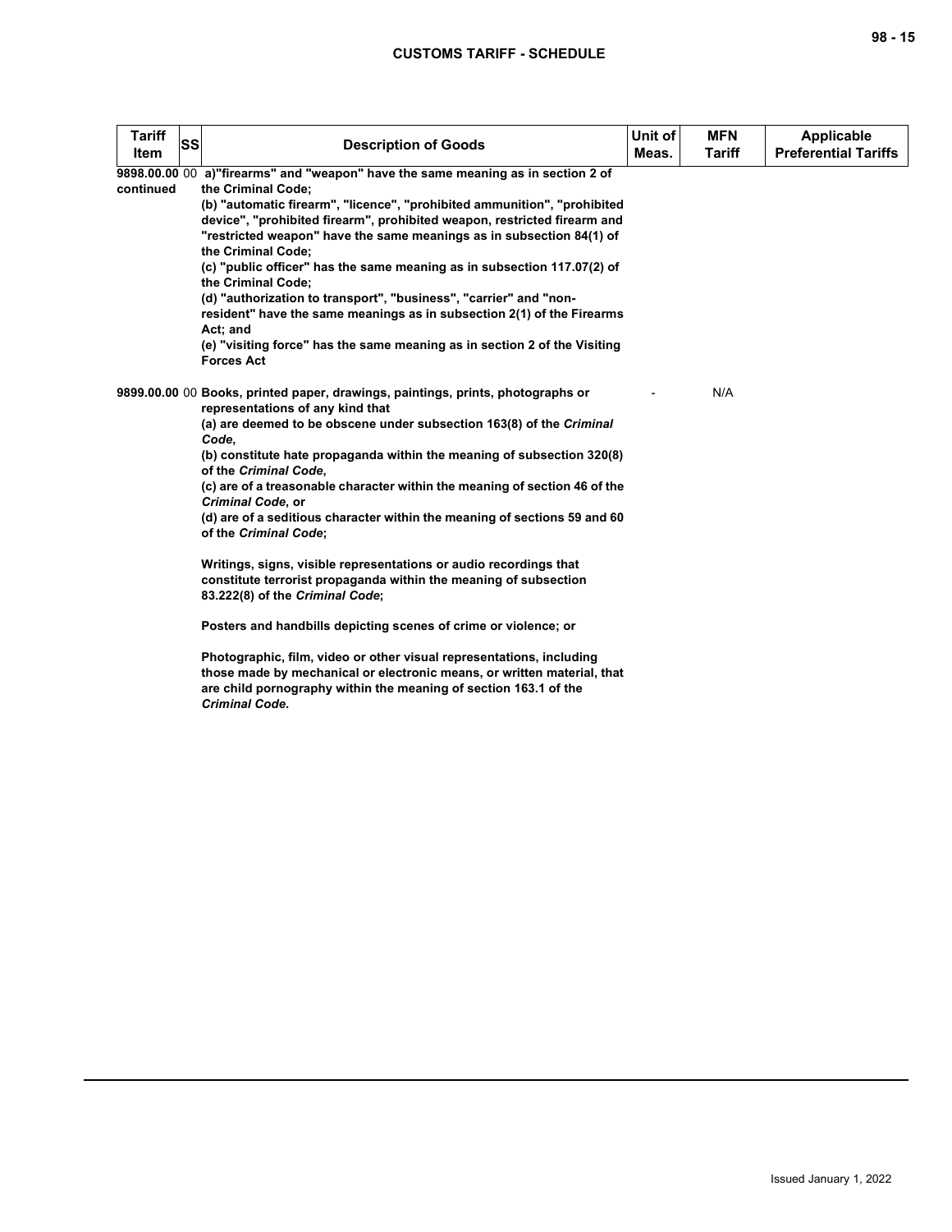| Tariff Item | SS | Description of Goods | Unit of Meas. | MFN Tariff | Applicable Preferential Tariffs |
|---|---|---|---|---|---|
| 9898.00.00 continued | 00 | a)"firearms" and "weapon" have the same meaning as in section 2 of the Criminal Code;<br>(b) "automatic firearm", "licence", "prohibited ammunition", "prohibited device", "prohibited firearm", prohibited weapon, restricted firearm and "restricted weapon" have the same meanings as in subsection 84(1) of the Criminal Code;<br>(c) "public officer" has the same meaning as in subsection 117.07(2) of the Criminal Code;<br>(d) "authorization to transport", "business", "carrier" and "non-resident" have the same meanings as in subsection 2(1) of the Firearms Act; and<br>(e) "visiting force" has the same meaning as in section 2 of the Visiting Forces Act | | | |
| 9899.00.00 | 00 | Books, printed paper, drawings, paintings, prints, photographs or representations of any kind that<br>(a) are deemed to be obscene under subsection 163(8) of the *Criminal Code*,<br>(b) constitute hate propaganda within the meaning of subsection 320(8) of the *Criminal Code*,<br>(c) are of a treasonable character within the meaning of section 46 of the *Criminal Code*, or<br>(d) are of a seditious character within the meaning of sections 59 and 60 of the *Criminal Code*;<br><br>Writings, signs, visible representations or audio recordings that constitute terrorist propaganda within the meaning of subsection 83.222(8) of the *Criminal Code*;<br><br>Posters and handbills depicting scenes of crime or violence; or<br><br>Photographic, film, video or other visual representations, including those made by mechanical or electronic means, or written material, that are child pornography within the meaning of section 163.1 of the *Criminal Code*. | - | N/A | |